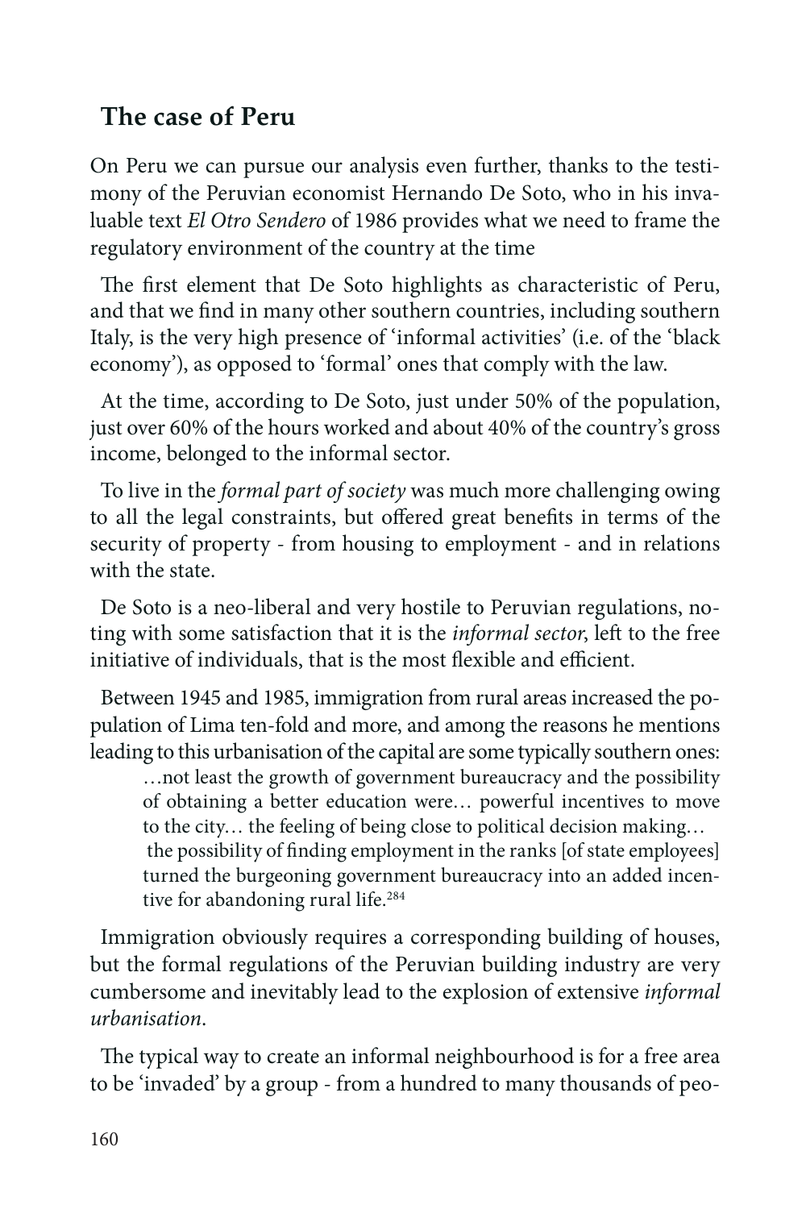## The case of Peru

On Peru we can pursue our analysis even further, thanks to the testimony of the Peruvian economist Hernando De Soto, who in his invaluable text *El Otro Sendero* of 1986 provides what we need to frame the regulatory environment of the country at the time

The first element that De Soto highlights as characteristic of Peru, and that we find in many other southern countries, including southern Italy, is the very high presence of 'informal activities' (i.e. of the 'black economy'), as opposed to 'formal' ones that comply with the law.

At the time, according to De Soto, just under 50% of the population, just over 60% of the hours worked and about 40% of the country's gross income, belonged to the informal sector.

To live in the *formal part of society* was much more challenging owing to all the legal constraints, but offered great benefits in terms of the security of property - from housing to employment - and in relations with the state.

De Soto is a neo-liberal and very hostile to Peruvian regulations, noting with some satisfaction that it is the *informal sector*, left to the free initiative of individuals, that is the most flexible and efficient.

Between 1945 and 1985, immigration from rural areas increased the population of Lima ten-fold and more, and among the reasons he mentions leading to this urbanisation of the capital are some typically southern ones:

> …not least the growth of government bureaucracy and the possibility of obtaining a better education were… powerful incentives to move to the city… the feeling of being close to political decision making…
> the possibility of finding employment in the ranks [of state employees] turned the burgeoning government bureaucracy into an added incentive for abandoning rural life.[284]

Immigration obviously requires a corresponding building of houses, but the formal regulations of the Peruvian building industry are very cumbersome and inevitably lead to the explosion of extensive *informal urbanisation*.

The typical way to create an informal neighbourhood is for a free area to be 'invaded' by a group - from a hundred to many thousands of peo-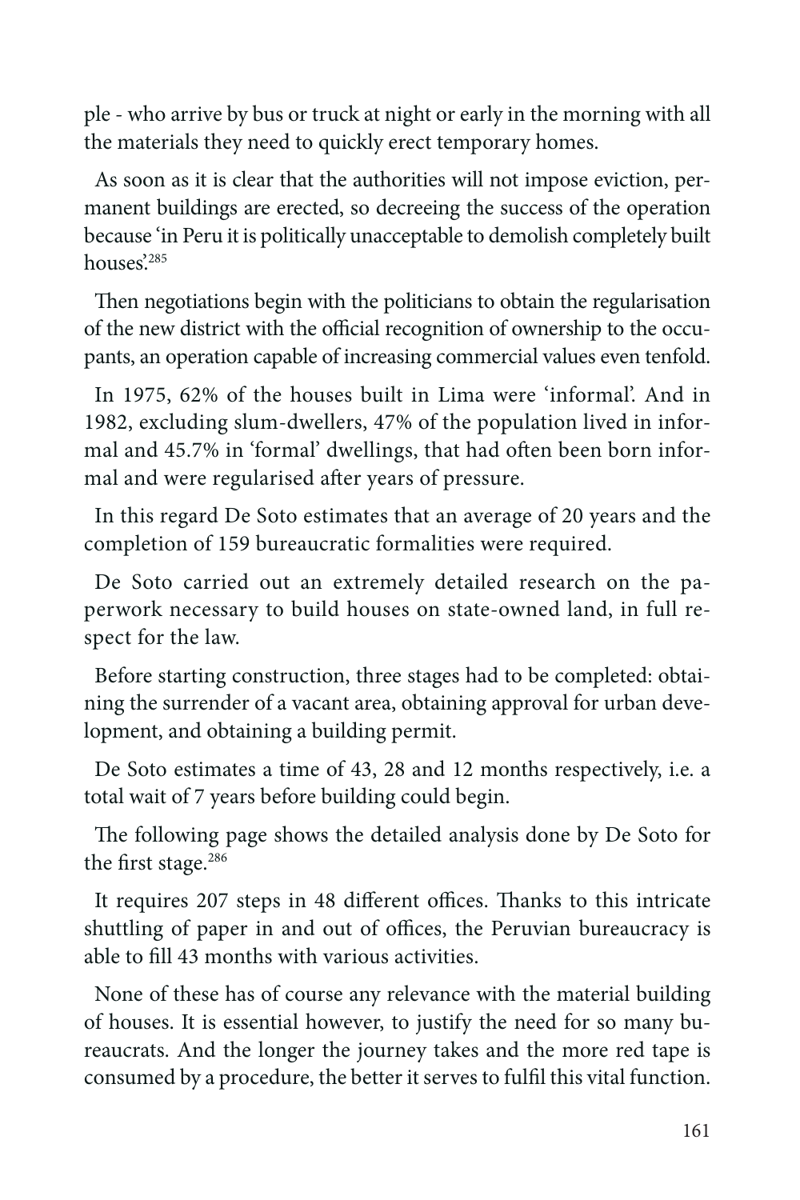ple - who arrive by bus or truck at night or early in the morning with all the materials they need to quickly erect temporary homes.

As soon as it is clear that the authorities will not impose eviction, permanent buildings are erected, so decreeing the success of the operation because 'in Peru it is politically unacceptable to demolish completely built houses'.[285]

Then negotiations begin with the politicians to obtain the regularisation of the new district with the official recognition of ownership to the occupants, an operation capable of increasing commercial values even tenfold.

In 1975, 62% of the houses built in Lima were 'informal'. And in 1982, excluding slum-dwellers, 47% of the population lived in informal and 45.7% in 'formal' dwellings, that had often been born informal and were regularised after years of pressure.

In this regard De Soto estimates that an average of 20 years and the completion of 159 bureaucratic formalities were required.

De Soto carried out an extremely detailed research on the paperwork necessary to build houses on state-owned land, in full respect for the law.

Before starting construction, three stages had to be completed: obtaining the surrender of a vacant area, obtaining approval for urban development, and obtaining a building permit.

De Soto estimates a time of 43, 28 and 12 months respectively, i.e. a total wait of 7 years before building could begin.

The following page shows the detailed analysis done by De Soto for the first stage.[286]

It requires 207 steps in 48 different offices. Thanks to this intricate shuttling of paper in and out of offices, the Peruvian bureaucracy is able to fill 43 months with various activities.

None of these has of course any relevance with the material building of houses. It is essential however, to justify the need for so many bureaucrats. And the longer the journey takes and the more red tape is consumed by a procedure, the better it serves to fulfil this vital function.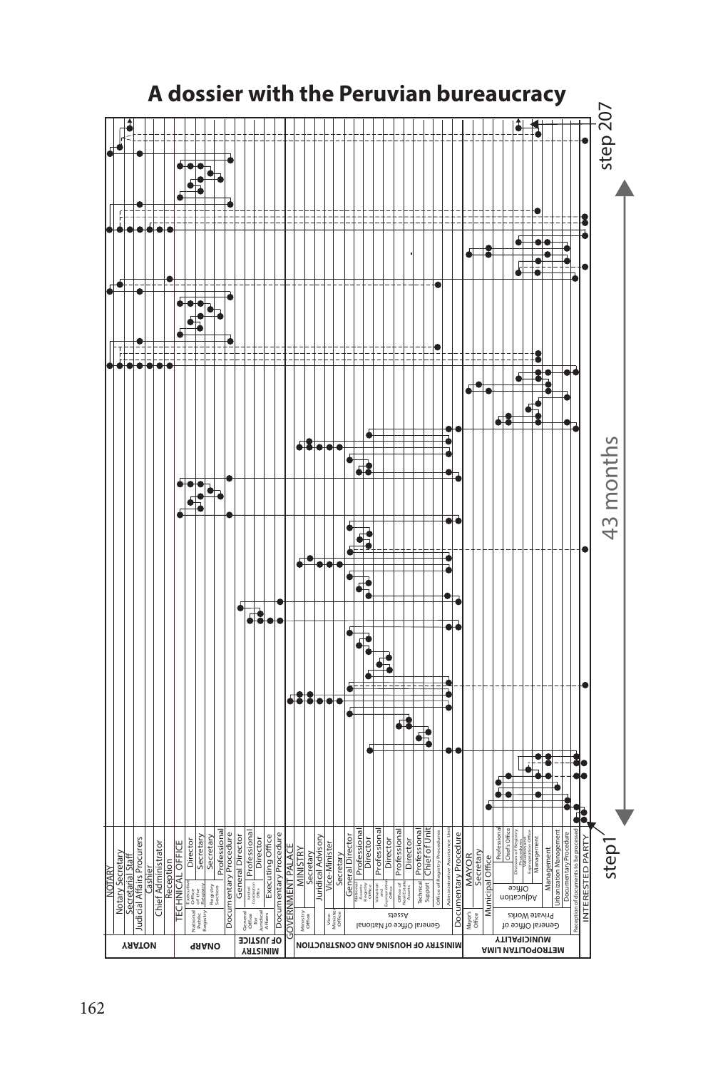# A dossier with the Peruvian bureaucracy

- NOTARY
  - NOTARY
  - Notary Secretary
  - Secretarial Staff
  - Judicial Affairs Procurers
  - Cashier
  - Chief Administrator
  - Reception
- ONARP
  - TECHNICAL OFFICE
  - National Public Registry
    - Executive Office of the Registry: Director, Secretary
    - Registry Section: Secretary, Professional
  - Documentary Procedure
- MINISTRY OF JUSTICE
  - General Director
  - General Office for Juridical Affairs
    - Justice Coordination Office: Professional, Director
  - Executing Office
  - Documentary Procedure
- MINISTRY OF HOUSING AND CONSTRUCTION
  - GOVERNMENT PALACE
  - Ministry Office: MINISTRY, Secretary
  - Juridical Advisory
  - Vice-Minister Office: Vice-Minister, Secretary
  - General Office of National Assets
    - General Director
    - National Assets Registry Office: Professional, Director
    - Valuation and Expropriation Office: Professional, Director
    - Office of Real Estate Actions: Professional, Director
    - Technical Support: Professional, Chief of Unit
    - Office of Registry Procedures
  - Administrative Assistance Unit
  - Documentary Procedure
- METROPOLITAN LIMA MUNICIPALITY
  - Mayor's Office: MAYOR, Secretary
  - Municipal Office
  - General Office of Private Works
    - Adjucation Office: Professional, Chief's Office
    - Division of Registry Procedures
    - Valuation and Expropriation Office
    - Management
  - Urbanization Management
  - Documentary Procedure
  - Reception of documents to be processed
- INTERESTED PARTY

step1 — 43 months — step 207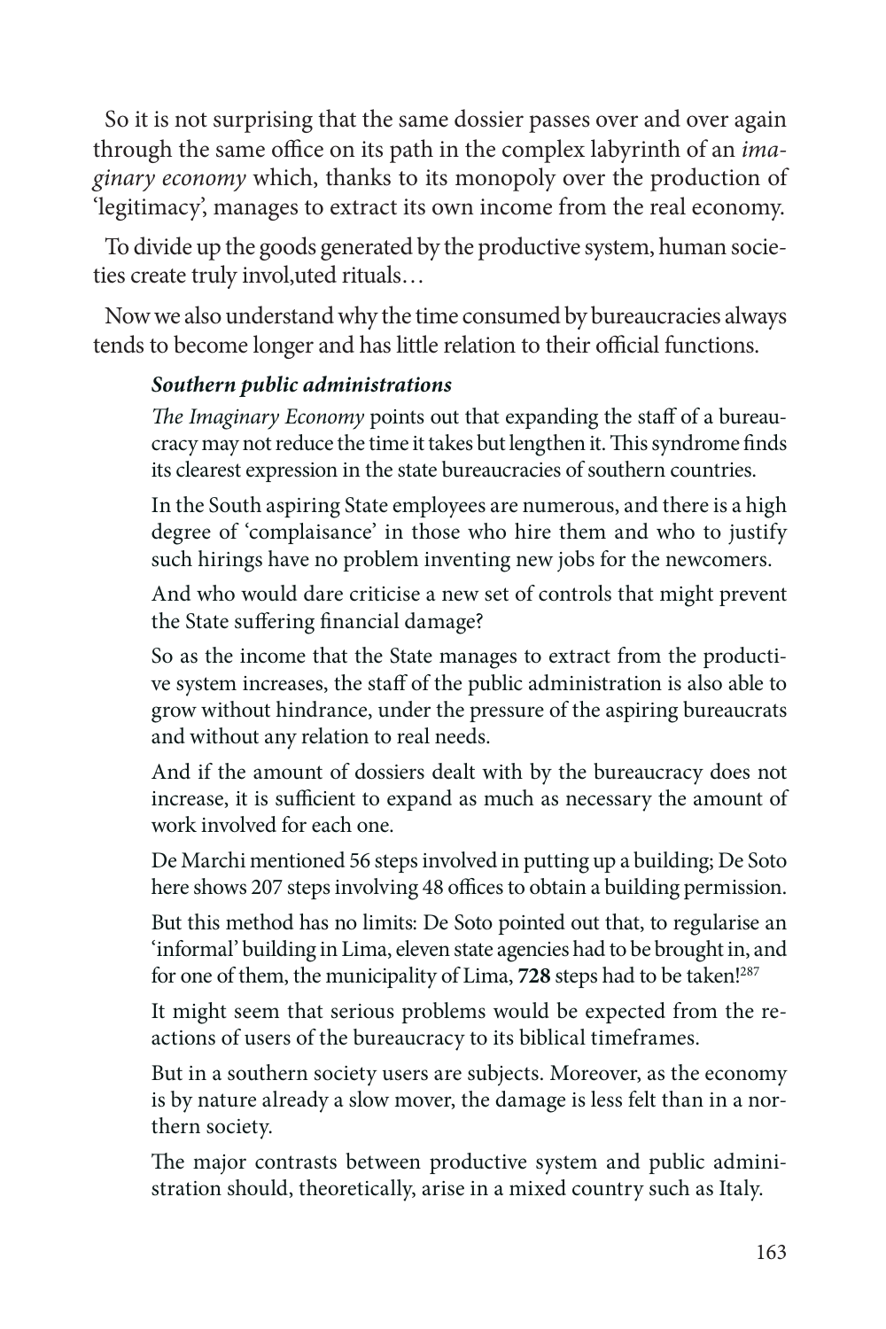So it is not surprising that the same dossier passes over and over again through the same office on its path in the complex labyrinth of an *imaginary economy* which, thanks to its monopoly over the production of 'legitimacy', manages to extract its own income from the real economy.

To divide up the goods generated by the productive system, human societies create truly invol,uted rituals…

Now we also understand why the time consumed by bureaucracies always tends to become longer and has little relation to their official functions.

> ***Southern public administrations***
>
> *The Imaginary Economy* points out that expanding the staff of a bureaucracy may not reduce the time it takes but lengthen it. This syndrome finds its clearest expression in the state bureaucracies of southern countries.
>
> In the South aspiring State employees are numerous, and there is a high degree of 'complaisance' in those who hire them and who to justify such hirings have no problem inventing new jobs for the newcomers.
>
> And who would dare criticise a new set of controls that might prevent the State suffering financial damage?
>
> So as the income that the State manages to extract from the productive system increases, the staff of the public administration is also able to grow without hindrance, under the pressure of the aspiring bureaucrats and without any relation to real needs.
>
> And if the amount of dossiers dealt with by the bureaucracy does not increase, it is sufficient to expand as much as necessary the amount of work involved for each one.
>
> De Marchi mentioned 56 steps involved in putting up a building; De Soto here shows 207 steps involving 48 offices to obtain a building permission.
>
> But this method has no limits: De Soto pointed out that, to regularise an 'informal' building in Lima, eleven state agencies had to be brought in, and for one of them, the municipality of Lima, **728** steps had to be taken![287]
>
> It might seem that serious problems would be expected from the reactions of users of the bureaucracy to its biblical timeframes.
>
> But in a southern society users are subjects. Moreover, as the economy is by nature already a slow mover, the damage is less felt than in a northern society.
>
> The major contrasts between productive system and public administration should, theoretically, arise in a mixed country such as Italy.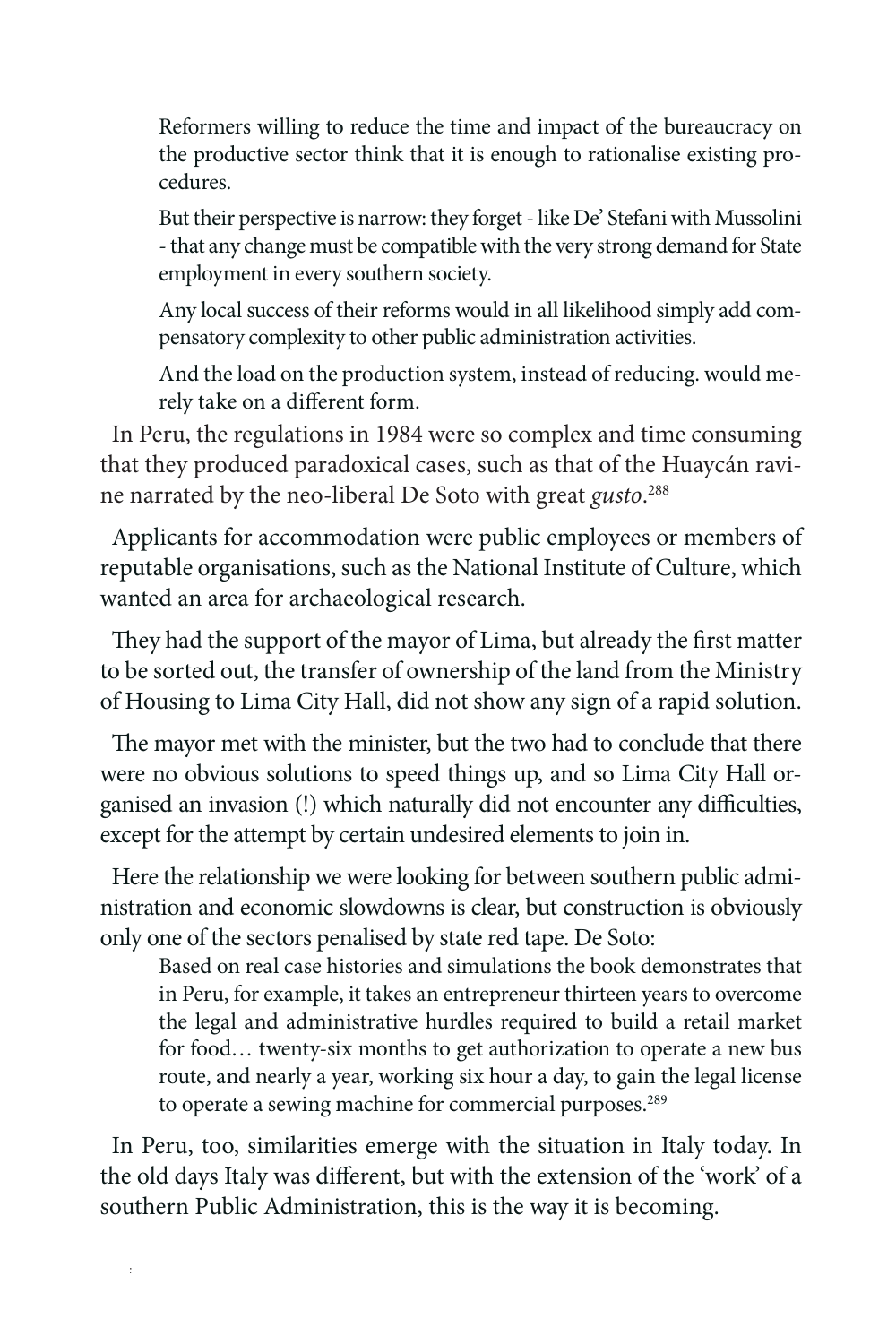> Reformers willing to reduce the time and impact of the bureaucracy on the productive sector think that it is enough to rationalise existing procedures.
>
> But their perspective is narrow: they forget - like De' Stefani with Mussolini - that any change must be compatible with the very strong demand for State employment in every southern society.
>
> Any local success of their reforms would in all likelihood simply add compensatory complexity to other public administration activities.
>
> And the load on the production system, instead of reducing. would merely take on a different form.

In Peru, the regulations in 1984 were so complex and time consuming that they produced paradoxical cases, such as that of the Huaycán ravine narrated by the neo-liberal De Soto with great *gusto*.[288]

Applicants for accommodation were public employees or members of reputable organisations, such as the National Institute of Culture, which wanted an area for archaeological research.

They had the support of the mayor of Lima, but already the first matter to be sorted out, the transfer of ownership of the land from the Ministry of Housing to Lima City Hall, did not show any sign of a rapid solution.

The mayor met with the minister, but the two had to conclude that there were no obvious solutions to speed things up, and so Lima City Hall organised an invasion (!) which naturally did not encounter any difficulties, except for the attempt by certain undesired elements to join in.

Here the relationship we were looking for between southern public administration and economic slowdowns is clear, but construction is obviously only one of the sectors penalised by state red tape. De Soto:

> Based on real case histories and simulations the book demonstrates that in Peru, for example, it takes an entrepreneur thirteen years to overcome the legal and administrative hurdles required to build a retail market for food… twenty-six months to get authorization to operate a new bus route, and nearly a year, working six hour a day, to gain the legal license to operate a sewing machine for commercial purposes.[289]

In Peru, too, similarities emerge with the situation in Italy today. In the old days Italy was different, but with the extension of the 'work' of a southern Public Administration, this is the way it is becoming.